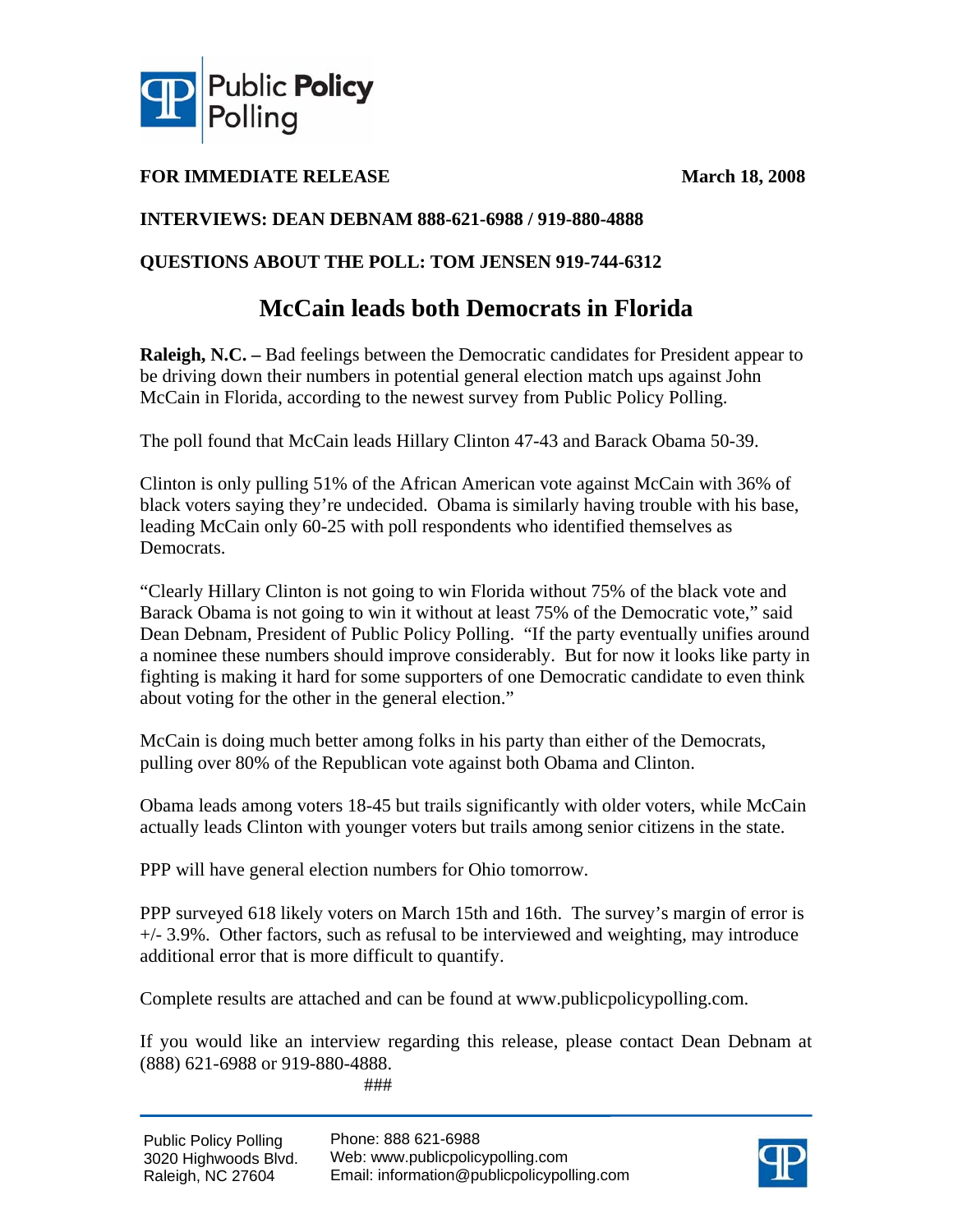Public Policy Polling

**FOR IMMEDIATE RELEASE** **March 18, 2008**

**INTERVIEWS: DEAN DEBNAM 888-621-6988 / 919-880-4888**

**QUESTIONS ABOUT THE POLL: TOM JENSEN 919-744-6312**

# McCain leads both Democrats in Florida

**Raleigh, N.C. –** Bad feelings between the Democratic candidates for President appear to be driving down their numbers in potential general election match ups against John McCain in Florida, according to the newest survey from Public Policy Polling.

The poll found that McCain leads Hillary Clinton 47-43 and Barack Obama 50-39.

Clinton is only pulling 51% of the African American vote against McCain with 36% of black voters saying they're undecided. Obama is similarly having trouble with his base, leading McCain only 60-25 with poll respondents who identified themselves as Democrats.

"Clearly Hillary Clinton is not going to win Florida without 75% of the black vote and Barack Obama is not going to win it without at least 75% of the Democratic vote," said Dean Debnam, President of Public Policy Polling. "If the party eventually unifies around a nominee these numbers should improve considerably. But for now it looks like party in fighting is making it hard for some supporters of one Democratic candidate to even think about voting for the other in the general election."

McCain is doing much better among folks in his party than either of the Democrats, pulling over 80% of the Republican vote against both Obama and Clinton.

Obama leads among voters 18-45 but trails significantly with older voters, while McCain actually leads Clinton with younger voters but trails among senior citizens in the state.

PPP will have general election numbers for Ohio tomorrow.

PPP surveyed 618 likely voters on March 15th and 16th. The survey's margin of error is +/- 3.9%. Other factors, such as refusal to be interviewed and weighting, may introduce additional error that is more difficult to quantify.

Complete results are attached and can be found at www.publicpolicypolling.com.

If you would like an interview regarding this release, please contact Dean Debnam at (888) 621-6988 or 919-880-4888.

###

Public Policy Polling
3020 Highwoods Blvd.
Raleigh, NC 27604

Phone: 888 621-6988
Web: www.publicpolicypolling.com
Email: information@publicpolicypolling.com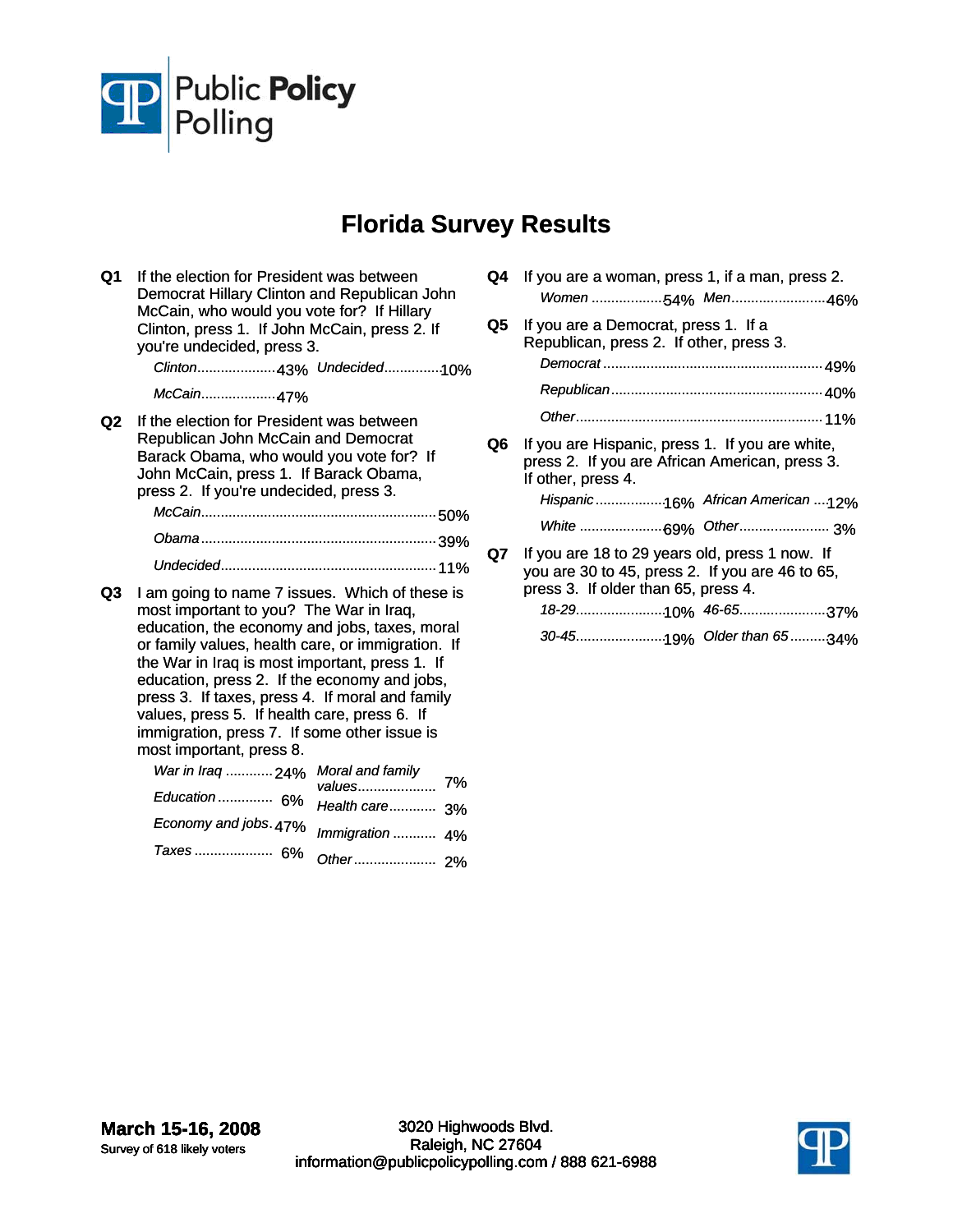Public Policy Polling

# Florida Survey Results

**Q1** If the election for President was between Democrat Hillary Clinton and Republican John McCain, who would you vote for? If Hillary Clinton, press 1. If John McCain, press 2. If you're undecided, press 3.

| | | | |
|---|---|---|---|
| *Clinton* | 43% | *Undecided* | 10% |
| *McCain* | 47% | | |

**Q2** If the election for President was between Republican John McCain and Democrat Barack Obama, who would you vote for? If John McCain, press 1. If Barack Obama, press 2. If you're undecided, press 3.

| | |
|---|---|
| *McCain* | 50% |
| *Obama* | 39% |
| *Undecided* | 11% |

**Q3** I am going to name 7 issues. Which of these is most important to you? The War in Iraq, education, the economy and jobs, taxes, moral or family values, health care, or immigration. If the War in Iraq is most important, press 1. If education, press 2. If the economy and jobs, press 3. If taxes, press 4. If moral and family values, press 5. If health care, press 6. If immigration, press 7. If some other issue is most important, press 8.

| | | | |
|---|---|---|---|
| *War in Iraq* | 24% | *Moral and family values* | 7% |
| *Education* | 6% | *Health care* | 3% |
| *Economy and jobs* | 47% | *Immigration* | 4% |
| *Taxes* | 6% | *Other* | 2% |

**Q4** If you are a woman, press 1, if a man, press 2.

| | | | |
|---|---|---|---|
| *Women* | 54% | *Men* | 46% |

**Q5** If you are a Democrat, press 1. If a Republican, press 2. If other, press 3.

| | |
|---|---|
| *Democrat* | 49% |
| *Republican* | 40% |
| *Other* | 11% |

**Q6** If you are Hispanic, press 1. If you are white, press 2. If you are African American, press 3. If other, press 4.

| | | | |
|---|---|---|---|
| *Hispanic* | 16% | *African American* | 12% |
| *White* | 69% | *Other* | 3% |

**Q7** If you are 18 to 29 years old, press 1 now. If you are 30 to 45, press 2. If you are 46 to 65, press 3. If older than 65, press 4.

| | | | |
|---|---|---|---|
| *18-29* | 10% | *46-65* | 37% |
| *30-45* | 19% | *Older than 65* | 34% |

**March 15-16, 2008**
Survey of 618 likely voters

3020 Highwoods Blvd.
Raleigh, NC 27604
information@publicpolicypolling.com / 888 621-6988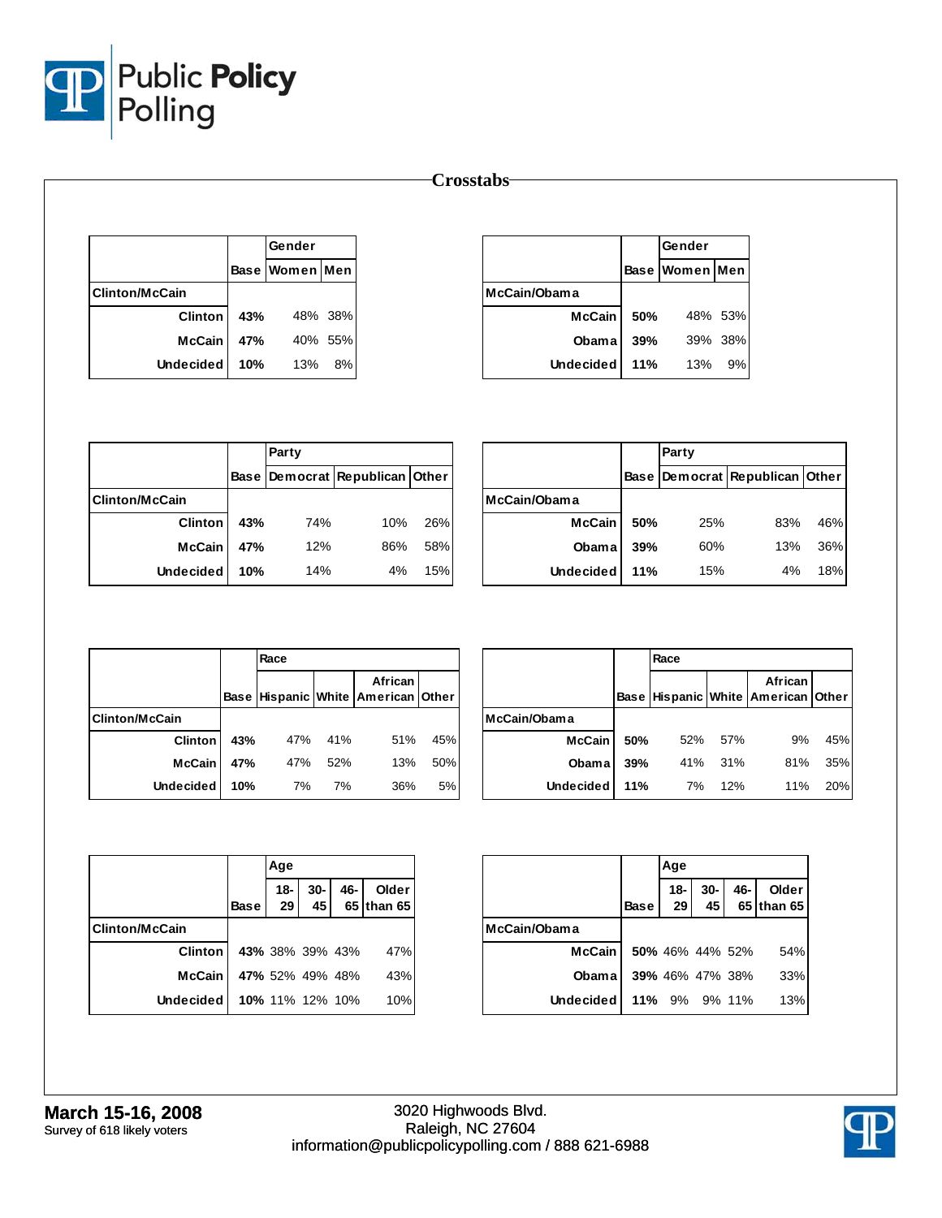# Crosstabs

| Clinton/McCain | Base | Gender: Women | Men |
|---|---|---|---|
| Clinton | **43%** | 48% | 38% |
| McCain | **47%** | 40% | 55% |
| Undecided | **10%** | 13% | 8% |

| McCain/Obama | Base | Gender: Women | Men |
|---|---|---|---|
| McCain | **50%** | 45% | 53% |
| Obama | **39%** | 39% | 38% |
| Undecided | **11%** | 13% | 9% |

| Clinton/McCain | Base | Party: Democrat | Republican | Other |
|---|---|---|---|---|
| Clinton | **43%** | 74% | 10% | 26% |
| McCain | **47%** | 12% | 86% | 58% |
| Undecided | **10%** | 14% | 4% | 15% |

| McCain/Obama | Base | Party: Democrat | Republican | Other |
|---|---|---|---|---|
| McCain | **50%** | 25% | 83% | 46% |
| Obama | **39%** | 60% | 13% | 36% |
| Undecided | **11%** | 15% | 4% | 18% |

| Clinton/McCain | Base | Race: Hispanic | White | African American | Other |
|---|---|---|---|---|---|
| Clinton | **43%** | 47% | 41% | 51% | 45% |
| McCain | **47%** | 47% | 52% | 13% | 50% |
| Undecided | **10%** | 7% | 7% | 36% | 5% |

| McCain/Obama | Base | Race: Hispanic | White | African American | Other |
|---|---|---|---|---|---|
| McCain | **50%** | 52% | 57% | 9% | 45% |
| Obama | **39%** | 41% | 31% | 81% | 35% |
| Undecided | **11%** | 7% | 12% | 11% | 20% |

| Clinton/McCain | Base | Age: 18-29 | 30-45 | 46-65 | Older than 65 |
|---|---|---|---|---|---|
| Clinton | **43%** | 38% | 39% | 43% | 47% |
| McCain | **47%** | 52% | 49% | 48% | 43% |
| Undecided | **10%** | 11% | 12% | 10% | 10% |

| McCain/Obama | Base | Age: 18-29 | 30-45 | 46-65 | Older than 65 |
|---|---|---|---|---|---|
| McCain | **50%** | 46% | 44% | 52% | 54% |
| Obama | **39%** | 46% | 47% | 38% | 33% |
| Undecided | **11%** | 9% | 9% | 11% | 13% |

**March 15-16, 2008**
Survey of 618 likely voters

3020 Highwoods Blvd.
Raleigh, NC 27604
information@publicpolicypolling.com / 888 621-6988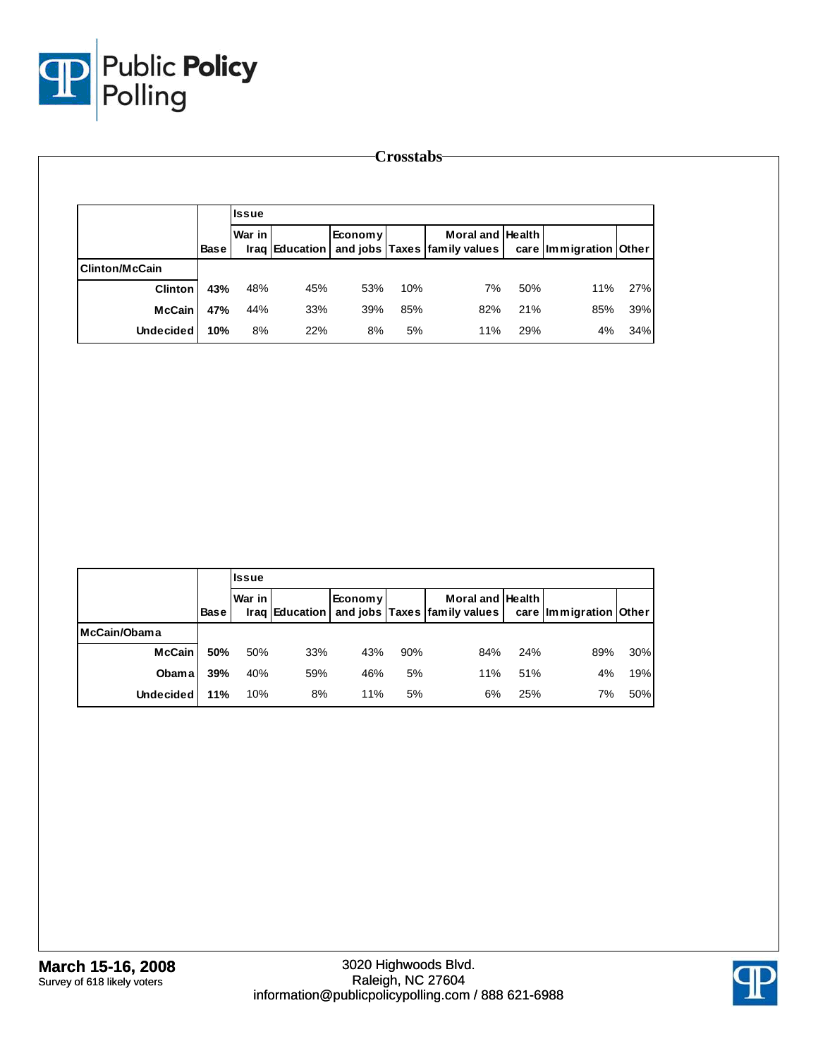## Crosstabs

| | Base | Issue | | | | | | | |
|---|---|---|---|---|---|---|---|---|---|
| | | War in Iraq | Education | Economy and jobs | Taxes | Moral and family values | Health care | Immigration | Other |
| **Clinton/McCain** | | | | | | | | | |
| **Clinton** | **43%** | 48% | 45% | 53% | 10% | 7% | 50% | 11% | 27% |
| **McCain** | **47%** | 44% | 33% | 39% | 85% | 82% | 21% | 85% | 39% |
| **Undecided** | **10%** | 8% | 22% | 8% | 5% | 11% | 29% | 4% | 34% |

| | Base | Issue | | | | | | | |
|---|---|---|---|---|---|---|---|---|---|
| | | War in Iraq | Education | Economy and jobs | Taxes | Moral and family values | Health care | Immigration | Other |
| **McCain/Obama** | | | | | | | | | |
| **McCain** | **50%** | 50% | 33% | 43% | 90% | 84% | 24% | 89% | 30% |
| **Obama** | **39%** | 40% | 59% | 46% | 5% | 11% | 51% | 4% | 19% |
| **Undecided** | **11%** | 10% | 8% | 11% | 5% | 6% | 25% | 7% | 50% |

**March 15-16, 2008**
Survey of 618 likely voters

3020 Highwoods Blvd.
Raleigh, NC 27604
information@publicpolicypolling.com / 888 621-6988